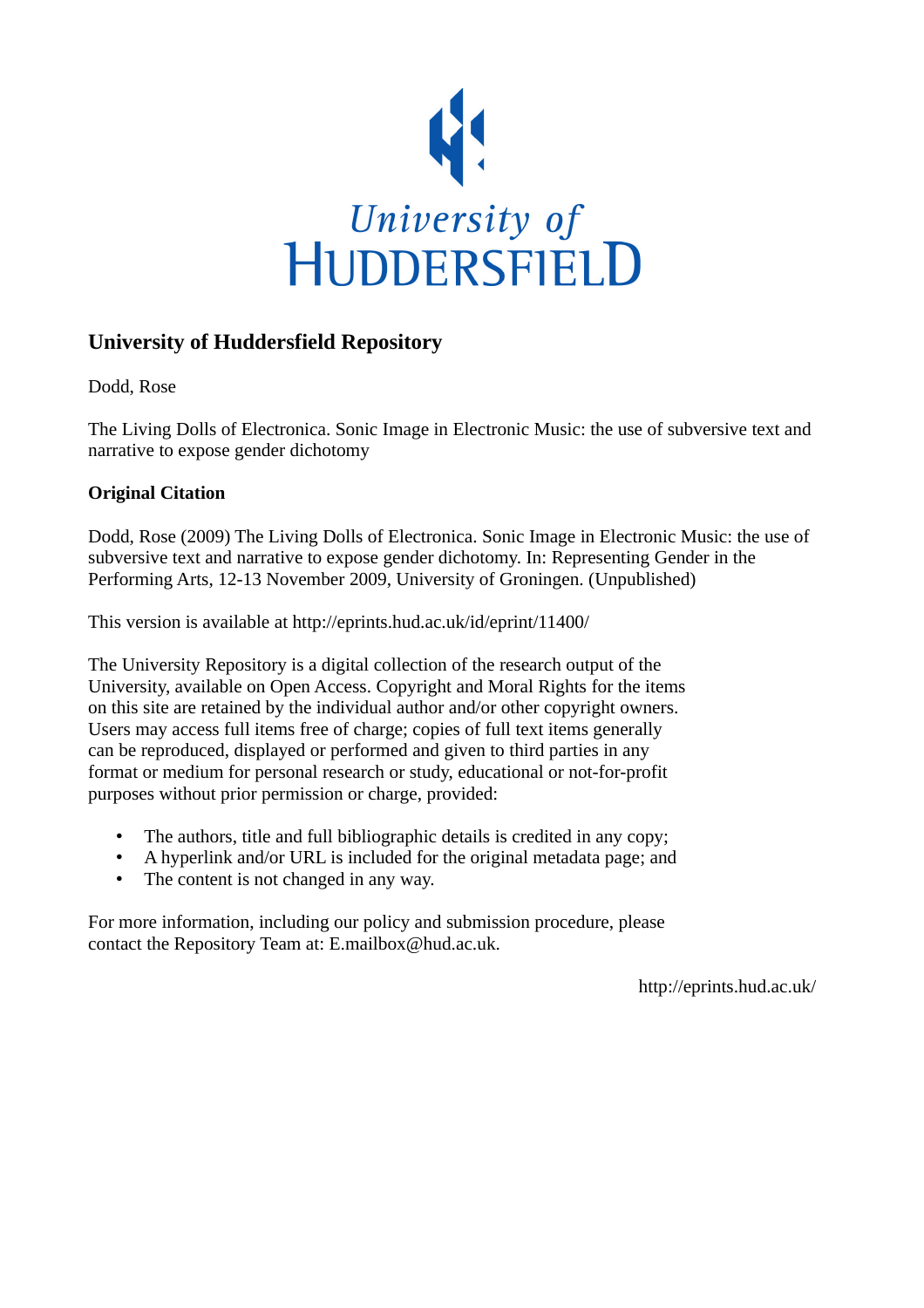University of HUDDERSFIELD

## University of Huddersfield Repository

Dodd, Rose

The Living Dolls of Electronica. Sonic Image in Electronic Music: the use of subversive text and narrative to expose gender dichotomy

### Original Citation

Dodd, Rose (2009) The Living Dolls of Electronica. Sonic Image in Electronic Music: the use of subversive text and narrative to expose gender dichotomy. In: Representing Gender in the Performing Arts, 12-13 November 2009, University of Groningen. (Unpublished)

This version is available at http://eprints.hud.ac.uk/id/eprint/11400/

The University Repository is a digital collection of the research output of the University, available on Open Access. Copyright and Moral Rights for the items on this site are retained by the individual author and/or other copyright owners. Users may access full items free of charge; copies of full text items generally can be reproduced, displayed or performed and given to third parties in any format or medium for personal research or study, educational or not-for-profit purposes without prior permission or charge, provided:

- The authors, title and full bibliographic details is credited in any copy;
- A hyperlink and/or URL is included for the original metadata page; and
- The content is not changed in any way.

For more information, including our policy and submission procedure, please contact the Repository Team at: E.mailbox@hud.ac.uk.

http://eprints.hud.ac.uk/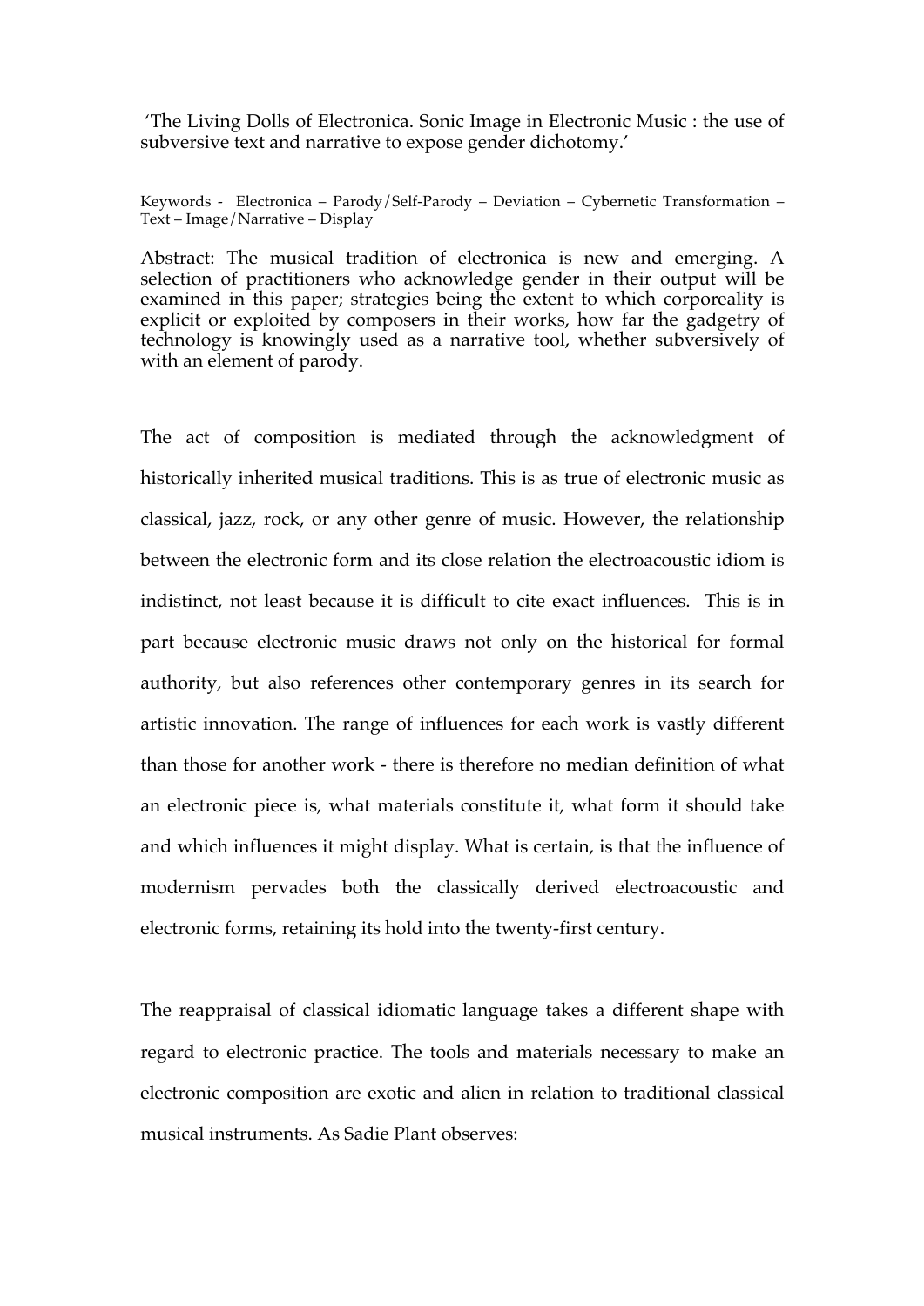'The Living Dolls of Electronica. Sonic Image in Electronic Music : the use of subversive text and narrative to expose gender dichotomy.'

Keywords - Electronica – Parody/Self-Parody – Deviation – Cybernetic Transformation – Text – Image/Narrative – Display

Abstract: The musical tradition of electronica is new and emerging. A selection of practitioners who acknowledge gender in their output will be examined in this paper; strategies being the extent to which corporeality is explicit or exploited by composers in their works, how far the gadgetry of technology is knowingly used as a narrative tool, whether subversively of with an element of parody.

The act of composition is mediated through the acknowledgment of historically inherited musical traditions. This is as true of electronic music as classical, jazz, rock, or any other genre of music. However, the relationship between the electronic form and its close relation the electroacoustic idiom is indistinct, not least because it is difficult to cite exact influences. This is in part because electronic music draws not only on the historical for formal authority, but also references other contemporary genres in its search for artistic innovation. The range of influences for each work is vastly different than those for another work - there is therefore no median definition of what an electronic piece is, what materials constitute it, what form it should take and which influences it might display. What is certain, is that the influence of modernism pervades both the classically derived electroacoustic and electronic forms, retaining its hold into the twenty-first century.

The reappraisal of classical idiomatic language takes a different shape with regard to electronic practice. The tools and materials necessary to make an electronic composition are exotic and alien in relation to traditional classical musical instruments. As Sadie Plant observes: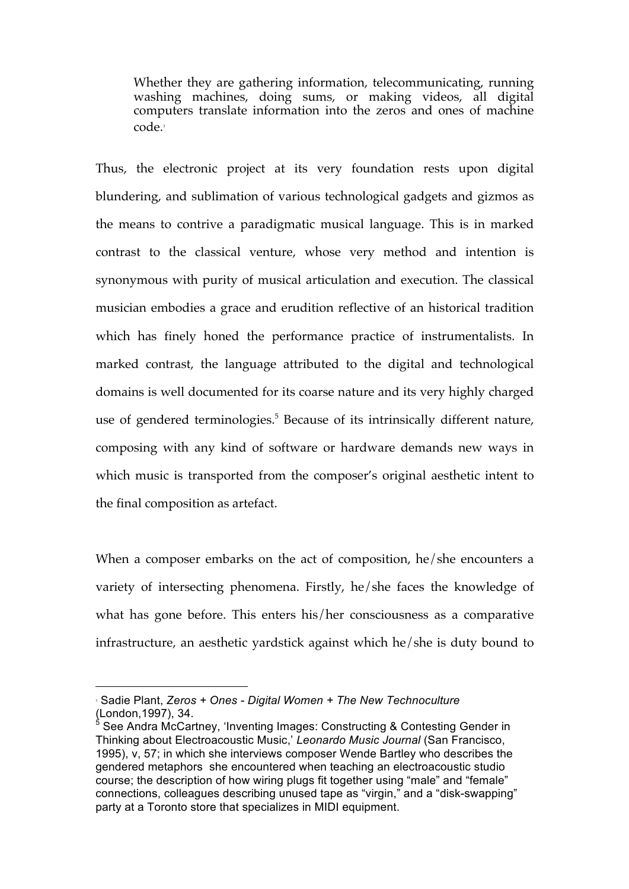> Whether they are gathering information, telecommunicating, running washing machines, doing sums, or making videos, all digital computers translate information into the zeros and ones of machine code.[3]

Thus, the electronic project at its very foundation rests upon digital blundering, and sublimation of various technological gadgets and gizmos as the means to contrive a paradigmatic musical language. This is in marked contrast to the classical venture, whose very method and intention is synonymous with purity of musical articulation and execution. The classical musician embodies a grace and erudition reflective of an historical tradition which has finely honed the performance practice of instrumentalists. In marked contrast, the language attributed to the digital and technological domains is well documented for its coarse nature and its very highly charged use of gendered terminologies.[5] Because of its intrinsically different nature, composing with any kind of software or hardware demands new ways in which music is transported from the composer's original aesthetic intent to the final composition as artefact.

When a composer embarks on the act of composition, he/she encounters a variety of intersecting phenomena. Firstly, he/she faces the knowledge of what has gone before. This enters his/her consciousness as a comparative infrastructure, an aesthetic yardstick against which he/she is duty bound to

---

[3] Sadie Plant, *Zeros + Ones - Digital Women + The New Technoculture* (London,1997), 34.

[5] See Andra McCartney, 'Inventing Images: Constructing & Contesting Gender in Thinking about Electroacoustic Music,' *Leonardo Music Journal* (San Francisco, 1995), v, 57; in which she interviews composer Wende Bartley who describes the gendered metaphors she encountered when teaching an electroacoustic studio course; the description of how wiring plugs fit together using "male" and "female" connections, colleagues describing unused tape as "virgin," and a "disk-swapping" party at a Toronto store that specializes in MIDI equipment.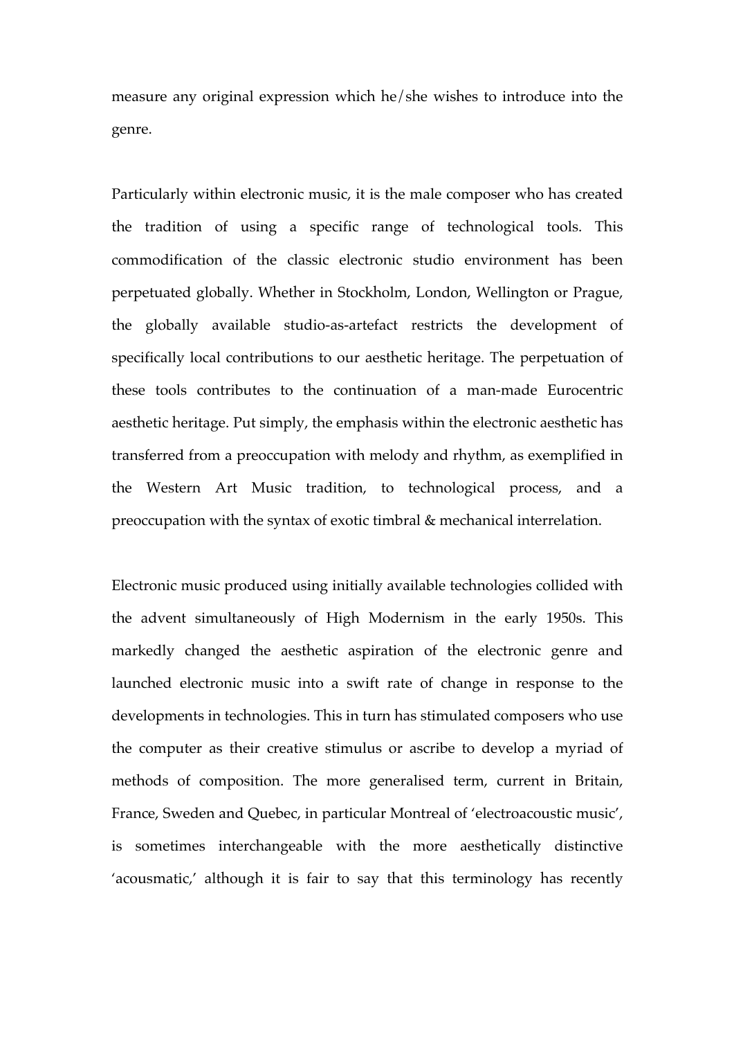measure any original expression which he/she wishes to introduce into the genre.

Particularly within electronic music, it is the male composer who has created the tradition of using a specific range of technological tools. This commodification of the classic electronic studio environment has been perpetuated globally. Whether in Stockholm, London, Wellington or Prague, the globally available studio-as-artefact restricts the development of specifically local contributions to our aesthetic heritage. The perpetuation of these tools contributes to the continuation of a man-made Eurocentric aesthetic heritage. Put simply, the emphasis within the electronic aesthetic has transferred from a preoccupation with melody and rhythm, as exemplified in the Western Art Music tradition, to technological process, and a preoccupation with the syntax of exotic timbral & mechanical interrelation.

Electronic music produced using initially available technologies collided with the advent simultaneously of High Modernism in the early 1950s. This markedly changed the aesthetic aspiration of the electronic genre and launched electronic music into a swift rate of change in response to the developments in technologies. This in turn has stimulated composers who use the computer as their creative stimulus or ascribe to develop a myriad of methods of composition. The more generalised term, current in Britain, France, Sweden and Quebec, in particular Montreal of 'electroacoustic music', is sometimes interchangeable with the more aesthetically distinctive 'acousmatic,' although it is fair to say that this terminology has recently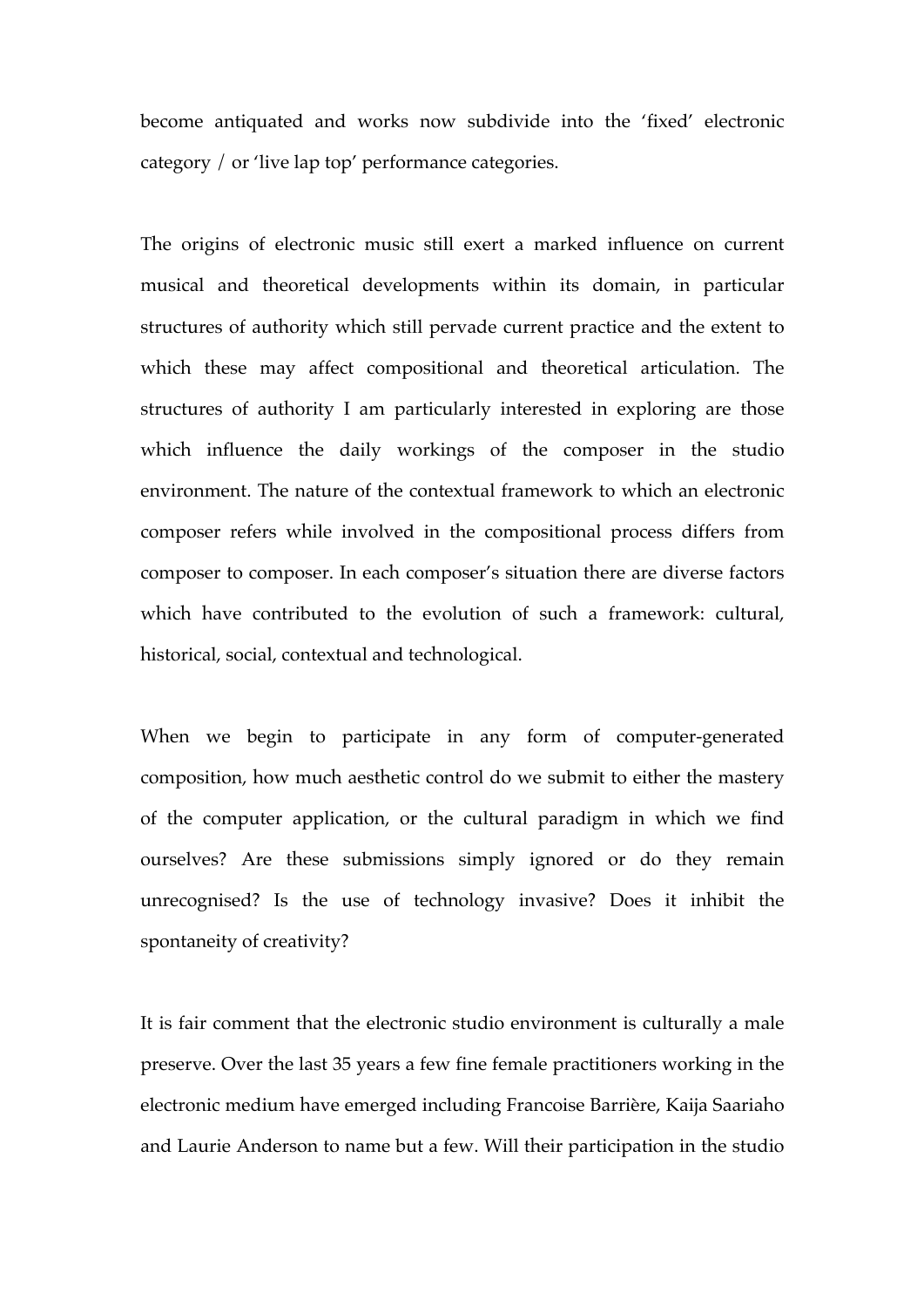become antiquated and works now subdivide into the ‘fixed’ electronic category / or ‘live lap top’ performance categories.

The origins of electronic music still exert a marked influence on current musical and theoretical developments within its domain, in particular structures of authority which still pervade current practice and the extent to which these may affect compositional and theoretical articulation. The structures of authority I am particularly interested in exploring are those which influence the daily workings of the composer in the studio environment. The nature of the contextual framework to which an electronic composer refers while involved in the compositional process differs from composer to composer. In each composer’s situation there are diverse factors which have contributed to the evolution of such a framework: cultural, historical, social, contextual and technological.

When we begin to participate in any form of computer-generated composition, how much aesthetic control do we submit to either the mastery of the computer application, or the cultural paradigm in which we find ourselves? Are these submissions simply ignored or do they remain unrecognised? Is the use of technology invasive? Does it inhibit the spontaneity of creativity?

It is fair comment that the electronic studio environment is culturally a male preserve. Over the last 35 years a few fine female practitioners working in the electronic medium have emerged including Francoise Barrière, Kaija Saariaho and Laurie Anderson to name but a few. Will their participation in the studio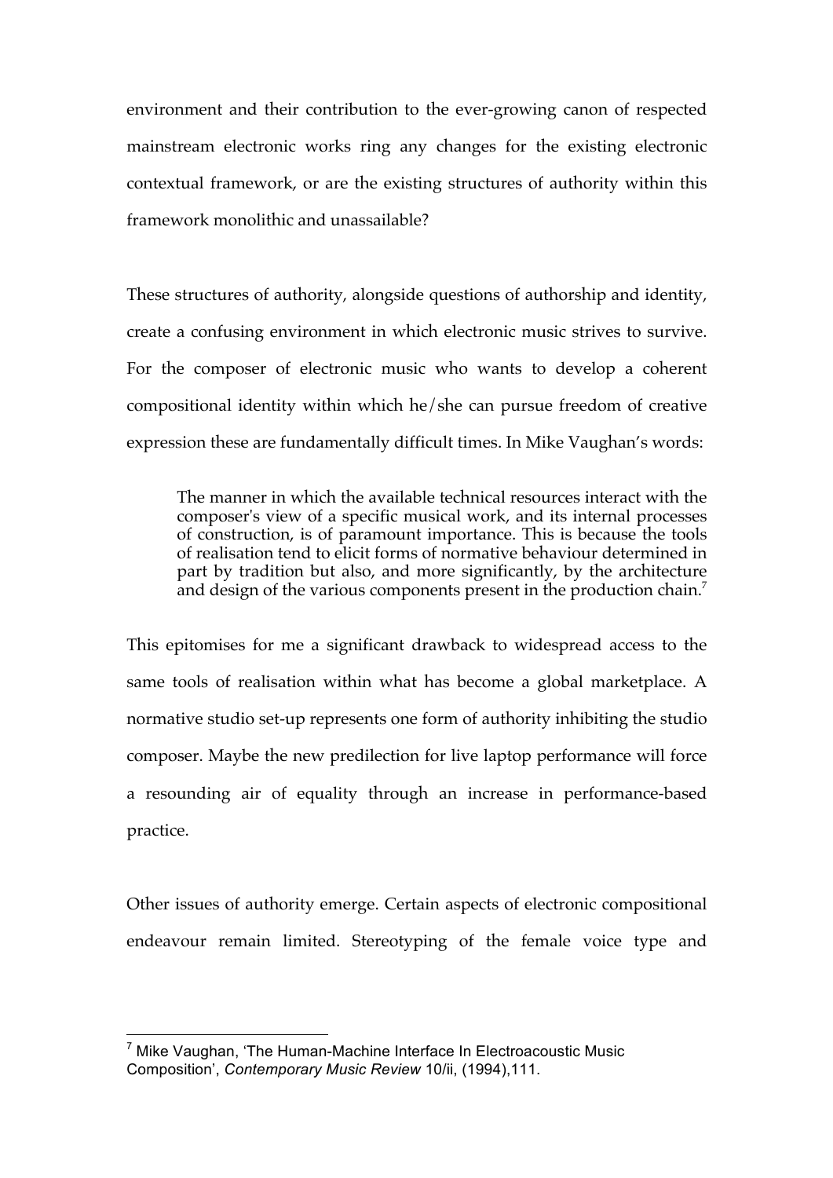environment and their contribution to the ever-growing canon of respected mainstream electronic works ring any changes for the existing electronic contextual framework, or are the existing structures of authority within this framework monolithic and unassailable?

These structures of authority, alongside questions of authorship and identity, create a confusing environment in which electronic music strives to survive. For the composer of electronic music who wants to develop a coherent compositional identity within which he/she can pursue freedom of creative expression these are fundamentally difficult times. In Mike Vaughan's words:

> The manner in which the available technical resources interact with the composer's view of a specific musical work, and its internal processes of construction, is of paramount importance. This is because the tools of realisation tend to elicit forms of normative behaviour determined in part by tradition but also, and more significantly, by the architecture and design of the various components present in the production chain.[7]

This epitomises for me a significant drawback to widespread access to the same tools of realisation within what has become a global marketplace. A normative studio set-up represents one form of authority inhibiting the studio composer. Maybe the new predilection for live laptop performance will force a resounding air of equality through an increase in performance-based practice.

Other issues of authority emerge. Certain aspects of electronic compositional endeavour remain limited. Stereotyping of the female voice type and

---

[7] Mike Vaughan, 'The Human-Machine Interface In Electroacoustic Music Composition', *Contemporary Music Review* 10/ii, (1994),111.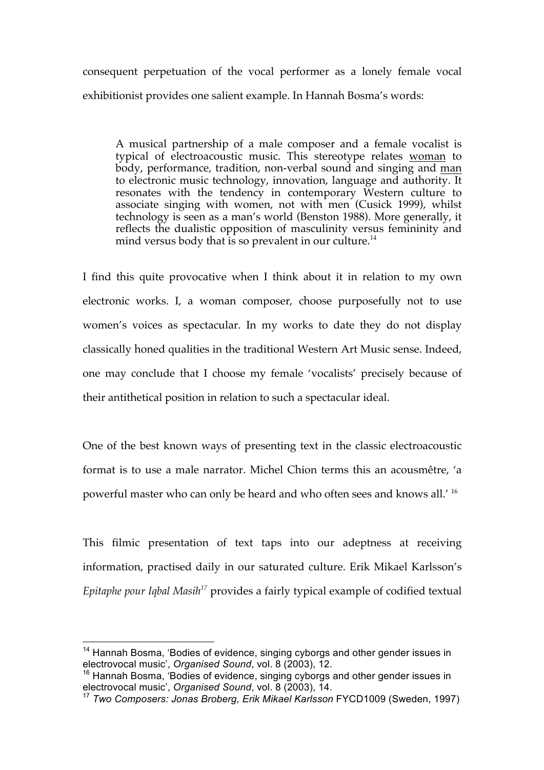consequent perpetuation of the vocal performer as a lonely female vocal exhibitionist provides one salient example. In Hannah Bosma's words:

> A musical partnership of a male composer and a female vocalist is typical of electroacoustic music. This stereotype relates <u>woman</u> to body, performance, tradition, non-verbal sound and singing and <u>man</u> to electronic music technology, innovation, language and authority. It resonates with the tendency in contemporary Western culture to associate singing with women, not with men (Cusick 1999), whilst technology is seen as a man's world (Benston 1988). More generally, it reflects the dualistic opposition of masculinity versus femininity and mind versus body that is so prevalent in our culture.[14]

I find this quite provocative when I think about it in relation to my own electronic works. I, a woman composer, choose purposefully not to use women's voices as spectacular. In my works to date they do not display classically honed qualities in the traditional Western Art Music sense. Indeed, one may conclude that I choose my female 'vocalists' precisely because of their antithetical position in relation to such a spectacular ideal.

One of the best known ways of presenting text in the classic electroacoustic format is to use a male narrator. Michel Chion terms this an acousmêtre, 'a powerful master who can only be heard and who often sees and knows all.' [16]

This filmic presentation of text taps into our adeptness at receiving information, practised daily in our saturated culture. Erik Mikael Karlsson's *Epitaphe pour Iqbal Masih*[17] provides a fairly typical example of codified textual

---

[14] Hannah Bosma, 'Bodies of evidence, singing cyborgs and other gender issues in electrovocal music', *Organised Sound*, vol. 8 (2003), 12.

[16] Hannah Bosma, 'Bodies of evidence, singing cyborgs and other gender issues in electrovocal music', *Organised Sound*, vol. 8 (2003), 14.

[17] *Two Composers: Jonas Broberg, Erik Mikael Karlsson* FYCD1009 (Sweden, 1997)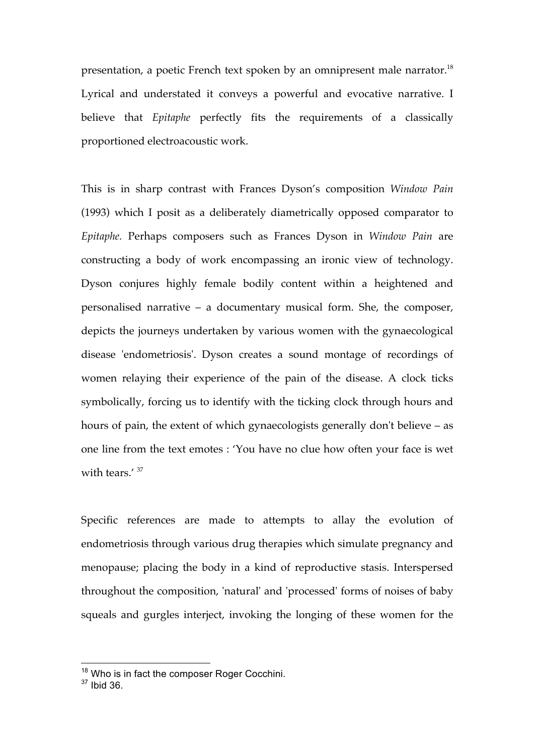presentation, a poetic French text spoken by an omnipresent male narrator.[18] Lyrical and understated it conveys a powerful and evocative narrative. I believe that *Epitaphe* perfectly fits the requirements of a classically proportioned electroacoustic work.

This is in sharp contrast with Frances Dyson's composition *Window Pain* (1993) which I posit as a deliberately diametrically opposed comparator to *Epitaphe.* Perhaps composers such as Frances Dyson in *Window Pain* are constructing a body of work encompassing an ironic view of technology. Dyson conjures highly female bodily content within a heightened and personalised narrative – a documentary musical form. She, the composer, depicts the journeys undertaken by various women with the gynaecological disease 'endometriosis'. Dyson creates a sound montage of recordings of women relaying their experience of the pain of the disease. A clock ticks symbolically, forcing us to identify with the ticking clock through hours and hours of pain, the extent of which gynaecologists generally don't believe – as one line from the text emotes : 'You have no clue how often your face is wet with tears.' [37]

Specific references are made to attempts to allay the evolution of endometriosis through various drug therapies which simulate pregnancy and menopause; placing the body in a kind of reproductive stasis. Interspersed throughout the composition, 'natural' and 'processed' forms of noises of baby squeals and gurgles interject, invoking the longing of these women for the

---

[18] Who is in fact the composer Roger Cocchini.

[37] Ibid 36.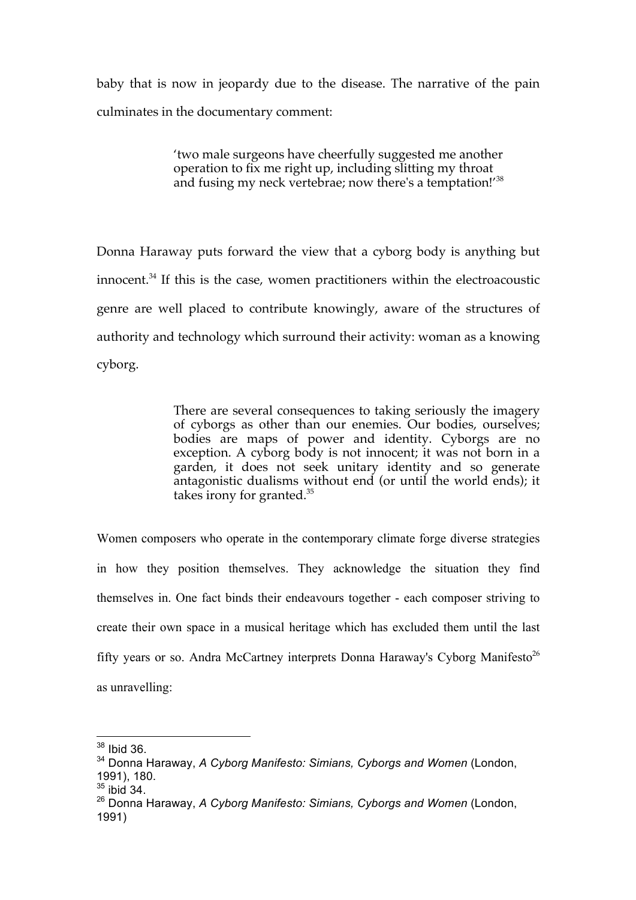baby that is now in jeopardy due to the disease. The narrative of the pain culminates in the documentary comment:

> 'two male surgeons have cheerfully suggested me another operation to fix me right up, including slitting my throat and fusing my neck vertebrae; now there's a temptation!'[38]

Donna Haraway puts forward the view that a cyborg body is anything but innocent.[34] If this is the case, women practitioners within the electroacoustic genre are well placed to contribute knowingly, aware of the structures of authority and technology which surround their activity: woman as a knowing cyborg.

> There are several consequences to taking seriously the imagery of cyborgs as other than our enemies. Our bodies, ourselves; bodies are maps of power and identity. Cyborgs are no exception. A cyborg body is not innocent; it was not born in a garden, it does not seek unitary identity and so generate antagonistic dualisms without end (or until the world ends); it takes irony for granted.[35]

Women composers who operate in the contemporary climate forge diverse strategies in how they position themselves. They acknowledge the situation they find themselves in. One fact binds their endeavours together - each composer striving to create their own space in a musical heritage which has excluded them until the last fifty years or so. Andra McCartney interprets Donna Haraway's Cyborg Manifesto[26] as unravelling:

---

[38] Ibid 36.

[34] Donna Haraway, *A Cyborg Manifesto: Simians, Cyborgs and Women* (London, 1991), 180.

[35] ibid 34.

[26] Donna Haraway, *A Cyborg Manifesto: Simians, Cyborgs and Women* (London, 1991)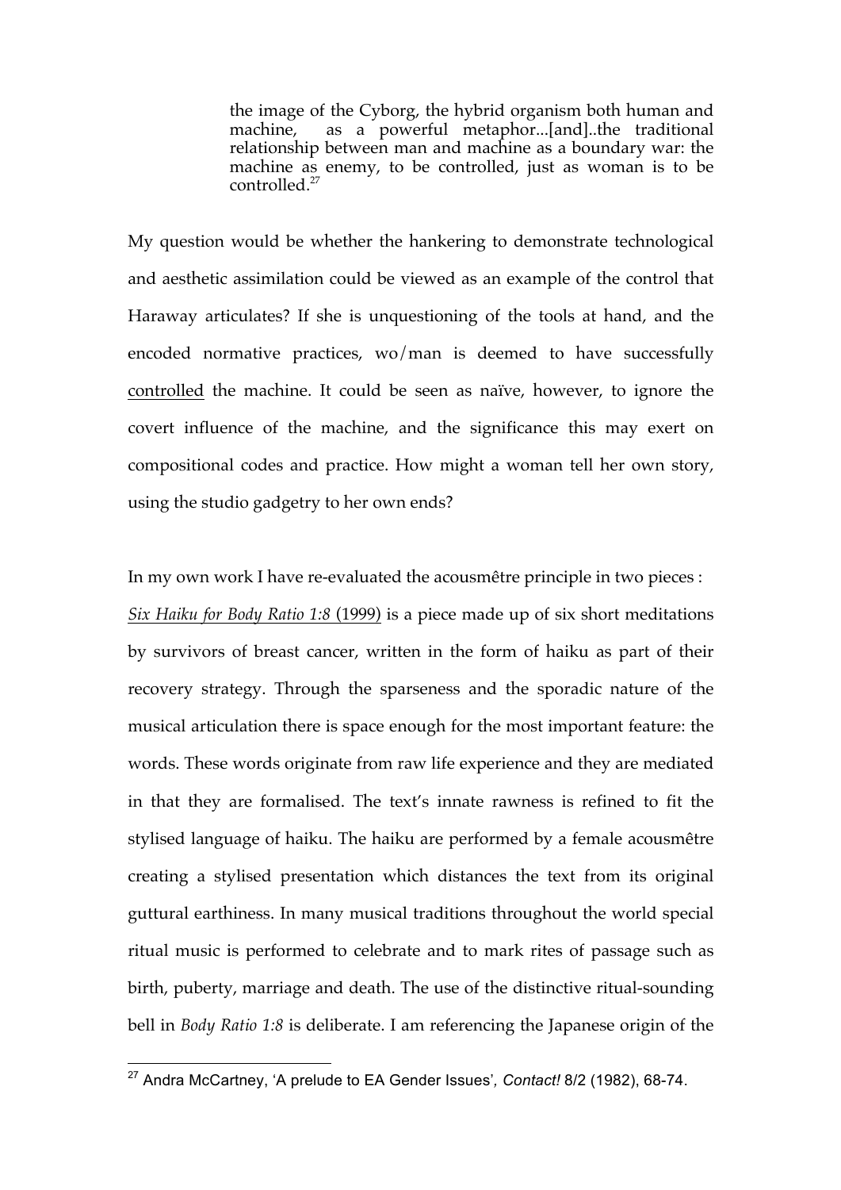> the image of the Cyborg, the hybrid organism both human and machine, as a powerful metaphor...[and]..the traditional relationship between man and machine as a boundary war: the machine as enemy, to be controlled, just as woman is to be controlled.[27]

My question would be whether the hankering to demonstrate technological and aesthetic assimilation could be viewed as an example of the control that Haraway articulates? If she is unquestioning of the tools at hand, and the encoded normative practices, wo/man is deemed to have successfully <u>controlled</u> the machine. It could be seen as naïve, however, to ignore the covert influence of the machine, and the significance this may exert on compositional codes and practice. How might a woman tell her own story, using the studio gadgetry to her own ends?

In my own work I have re-evaluated the acousmêtre principle in two pieces :
<u>*Six Haiku for Body Ratio 1:8* (1999)</u> is a piece made up of six short meditations by survivors of breast cancer, written in the form of haiku as part of their recovery strategy. Through the sparseness and the sporadic nature of the musical articulation there is space enough for the most important feature: the words. These words originate from raw life experience and they are mediated in that they are formalised. The text's innate rawness is refined to fit the stylised language of haiku. The haiku are performed by a female acousmêtre creating a stylised presentation which distances the text from its original guttural earthiness. In many musical traditions throughout the world special ritual music is performed to celebrate and to mark rites of passage such as birth, puberty, marriage and death. The use of the distinctive ritual-sounding bell in *Body Ratio 1:8* is deliberate. I am referencing the Japanese origin of the

---

[27] Andra McCartney, 'A prelude to EA Gender Issues', *Contact!* 8/2 (1982), 68-74.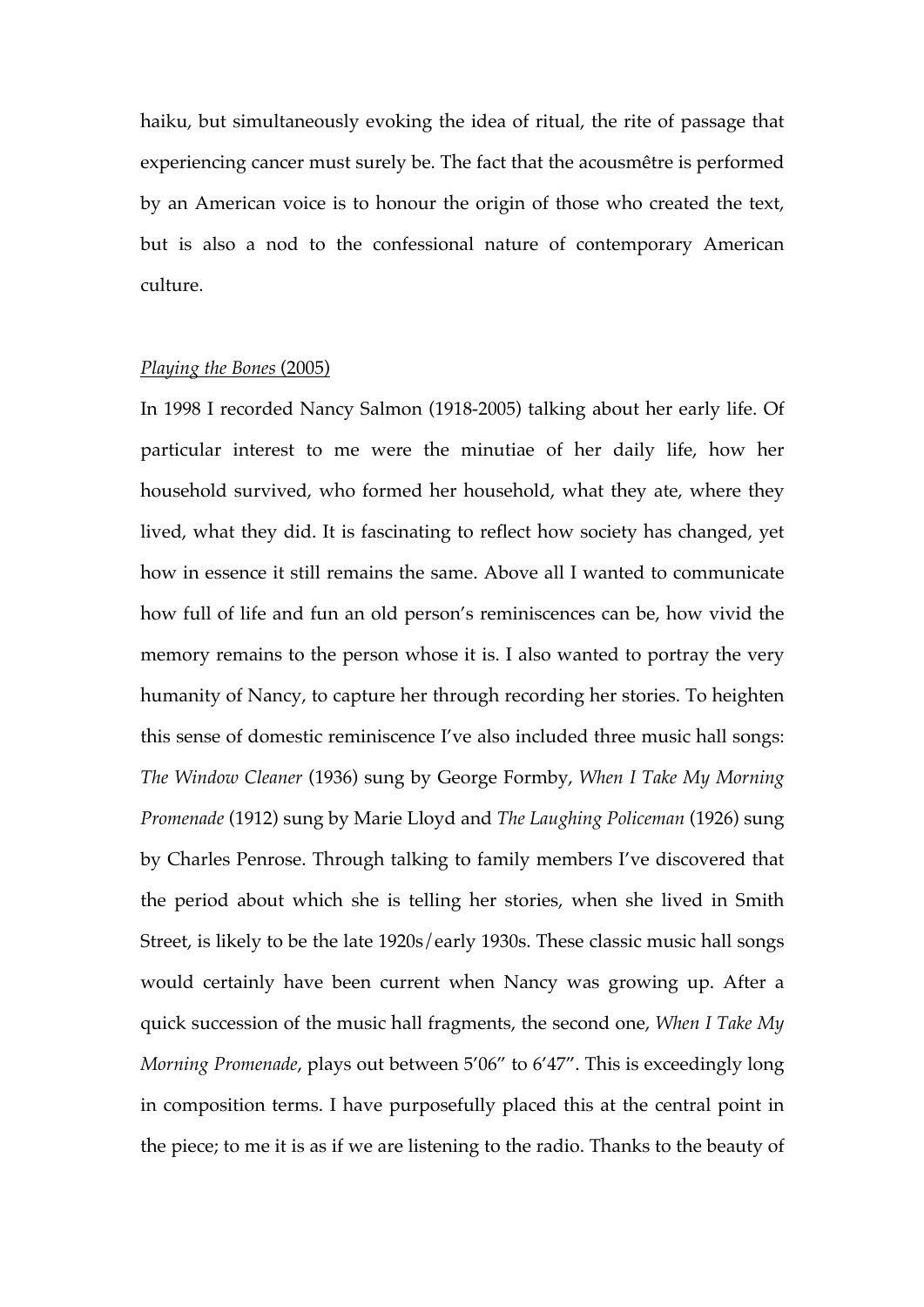haiku, but simultaneously evoking the idea of ritual, the rite of passage that experiencing cancer must surely be. The fact that the acousmêtre is performed by an American voice is to honour the origin of those who created the text, but is also a nod to the confessional nature of contemporary American culture.

*Playing the Bones* (2005)

In 1998 I recorded Nancy Salmon (1918-2005) talking about her early life. Of particular interest to me were the minutiae of her daily life, how her household survived, who formed her household, what they ate, where they lived, what they did. It is fascinating to reflect how society has changed, yet how in essence it still remains the same. Above all I wanted to communicate how full of life and fun an old person's reminiscences can be, how vivid the memory remains to the person whose it is. I also wanted to portray the very humanity of Nancy, to capture her through recording her stories. To heighten this sense of domestic reminiscence I've also included three music hall songs: *The Window Cleaner* (1936) sung by George Formby, *When I Take My Morning Promenade* (1912) sung by Marie Lloyd and *The Laughing Policeman* (1926) sung by Charles Penrose. Through talking to family members I've discovered that the period about which she is telling her stories, when she lived in Smith Street, is likely to be the late 1920s/early 1930s. These classic music hall songs would certainly have been current when Nancy was growing up. After a quick succession of the music hall fragments, the second one, *When I Take My Morning Promenade*, plays out between 5'06" to 6'47". This is exceedingly long in composition terms. I have purposefully placed this at the central point in the piece; to me it is as if we are listening to the radio. Thanks to the beauty of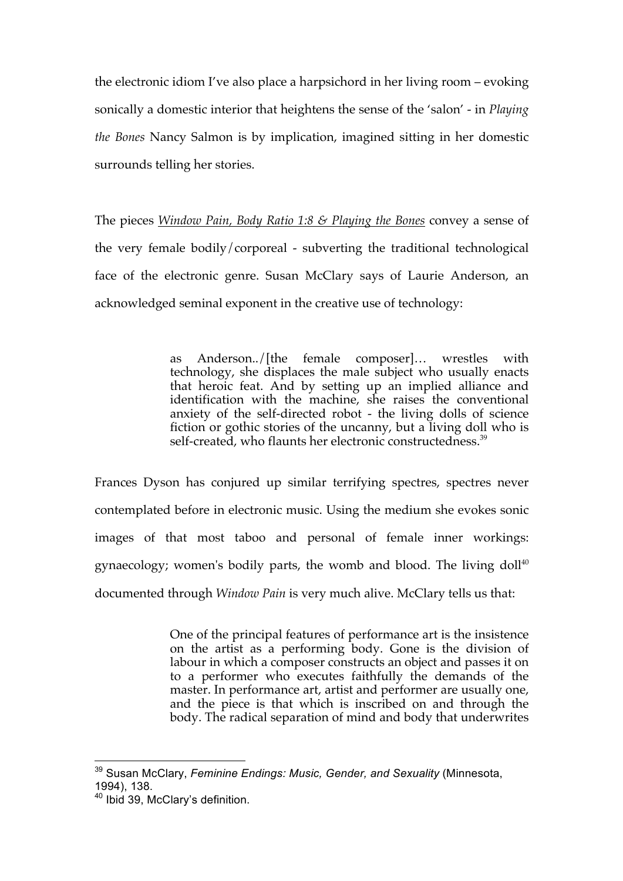the electronic idiom I've also place a harpsichord in her living room – evoking sonically a domestic interior that heightens the sense of the 'salon' - in *Playing the Bones* Nancy Salmon is by implication, imagined sitting in her domestic surrounds telling her stories.

The pieces *Window Pain, Body Ratio 1:8 & Playing the Bones* convey a sense of the very female bodily/corporeal - subverting the traditional technological face of the electronic genre. Susan McClary says of Laurie Anderson, an acknowledged seminal exponent in the creative use of technology:

> as Anderson../[the female composer]… wrestles with technology, she displaces the male subject who usually enacts that heroic feat. And by setting up an implied alliance and identification with the machine, she raises the conventional anxiety of the self-directed robot - the living dolls of science fiction or gothic stories of the uncanny, but a living doll who is self-created, who flaunts her electronic constructedness.[39]

Frances Dyson has conjured up similar terrifying spectres, spectres never contemplated before in electronic music. Using the medium she evokes sonic images of that most taboo and personal of female inner workings: gynaecology; women's bodily parts, the womb and blood. The living doll[40] documented through *Window Pain* is very much alive. McClary tells us that:

> One of the principal features of performance art is the insistence on the artist as a performing body. Gone is the division of labour in which a composer constructs an object and passes it on to a performer who executes faithfully the demands of the master. In performance art, artist and performer are usually one, and the piece is that which is inscribed on and through the body. The radical separation of mind and body that underwrites

---

[39] Susan McClary, *Feminine Endings: Music, Gender, and Sexuality* (Minnesota, 1994), 138.

[40] Ibid 39, McClary's definition.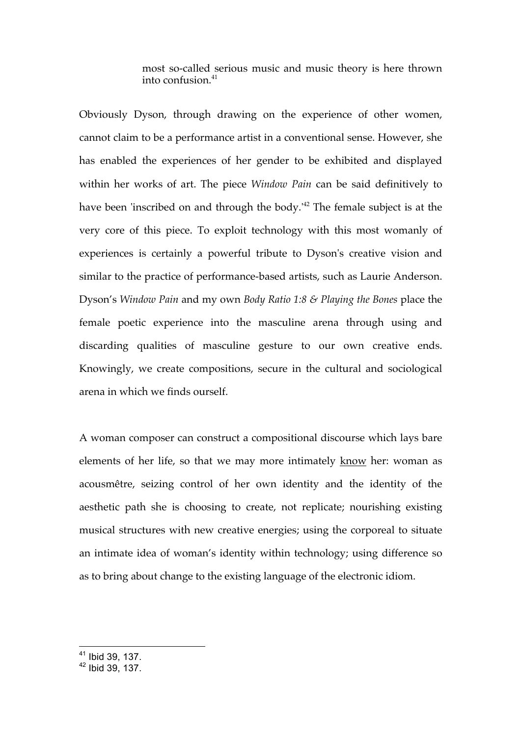> most so-called serious music and music theory is here thrown into confusion.[41]

Obviously Dyson, through drawing on the experience of other women, cannot claim to be a performance artist in a conventional sense. However, she has enabled the experiences of her gender to be exhibited and displayed within her works of art. The piece *Window Pain* can be said definitively to have been 'inscribed on and through the body.'[42] The female subject is at the very core of this piece. To exploit technology with this most womanly of experiences is certainly a powerful tribute to Dyson's creative vision and similar to the practice of performance-based artists, such as Laurie Anderson. Dyson's *Window Pain* and my own *Body Ratio 1:8 & Playing the Bones* place the female poetic experience into the masculine arena through using and discarding qualities of masculine gesture to our own creative ends. Knowingly, we create compositions, secure in the cultural and sociological arena in which we finds ourself.

A woman composer can construct a compositional discourse which lays bare elements of her life, so that we may more intimately <u>know</u> her: woman as acousmêtre, seizing control of her own identity and the identity of the aesthetic path she is choosing to create, not replicate; nourishing existing musical structures with new creative energies; using the corporeal to situate an intimate idea of woman's identity within technology; using difference so as to bring about change to the existing language of the electronic idiom.

---

[41] Ibid 39, 137.
[42] Ibid 39, 137.